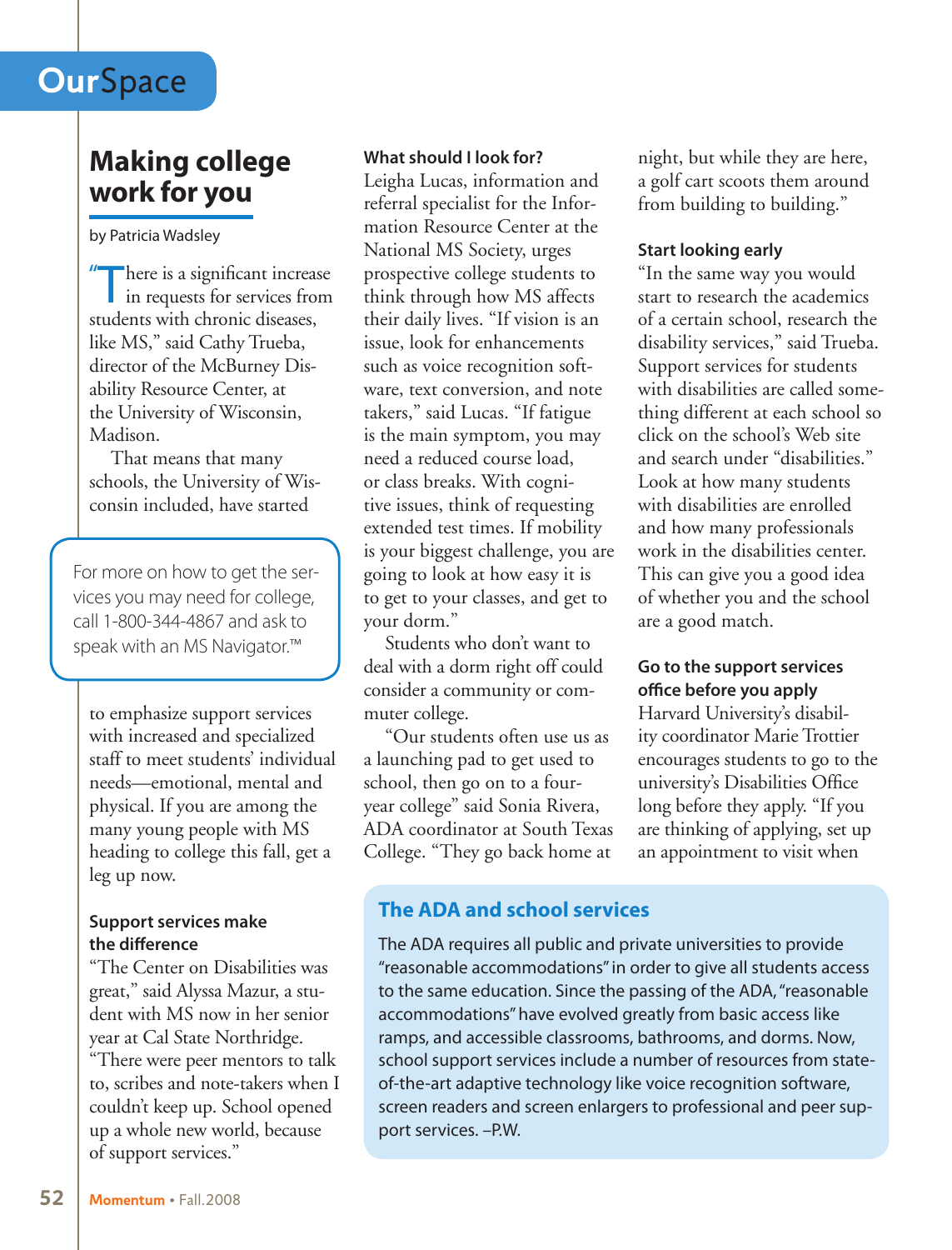# Making college work for you

by Patricia Wadsley

"There is a significant increase in requests for services from students with chronic diseases, like MS," said Cathy Trueba, director of the McBurney Disability Resource Center, at the University of Wisconsin, Madison.

That means that many schools, the University of Wisconsin included, have started to emphasize support services with increased and specialized staff to meet students' individual needs—emotional, mental and physical. If you are among the many young people with MS heading to college this fall, get a leg up now.

> For more on how to get the services you may need for college, call 1-800-344-4867 and ask to speak with an MS Navigator.™

### Support services make the difference

"The Center on Disabilities was great," said Alyssa Mazur, a student with MS now in her senior year at Cal State Northridge. "There were peer mentors to talk to, scribes and note-takers when I couldn't keep up. School opened up a whole new world, because of support services."

### What should I look for?

Leigha Lucas, information and referral specialist for the Information Resource Center at the National MS Society, urges prospective college students to think through how MS affects their daily lives. "If vision is an issue, look for enhancements such as voice recognition software, text conversion, and note takers," said Lucas. "If fatigue is the main symptom, you may need a reduced course load, or class breaks. With cognitive issues, think of requesting extended test times. If mobility is your biggest challenge, you are going to look at how easy it is to get to your classes, and get to your dorm."

Students who don't want to deal with a dorm right off could consider a community or commuter college.

"Our students often use us as a launching pad to get used to school, then go on to a four-year college" said Sonia Rivera, ADA coordinator at South Texas College. "They go back home at night, but while they are here, a golf cart scoots them around from building to building."

### Start looking early

"In the same way you would start to research the academics of a certain school, research the disability services," said Trueba. Support services for students with disabilities are called something different at each school so click on the school's Web site and search under "disabilities." Look at how many students with disabilities are enrolled and how many professionals work in the disabilities center. This can give you a good idea of whether you and the school are a good match.

### Go to the support services office before you apply

Harvard University's disability coordinator Marie Trottier encourages students to go to the university's Disabilities Office long before they apply. "If you are thinking of applying, set up an appointment to visit when

### The ADA and school services

The ADA requires all public and private universities to provide "reasonable accommodations" in order to give all students access to the same education. Since the passing of the ADA, "reasonable accommodations" have evolved greatly from basic access like ramps, and accessible classrooms, bathrooms, and dorms. Now, school support services include a number of resources from state-of-the-art adaptive technology like voice recognition software, screen readers and screen enlargers to professional and peer support services. –P.W.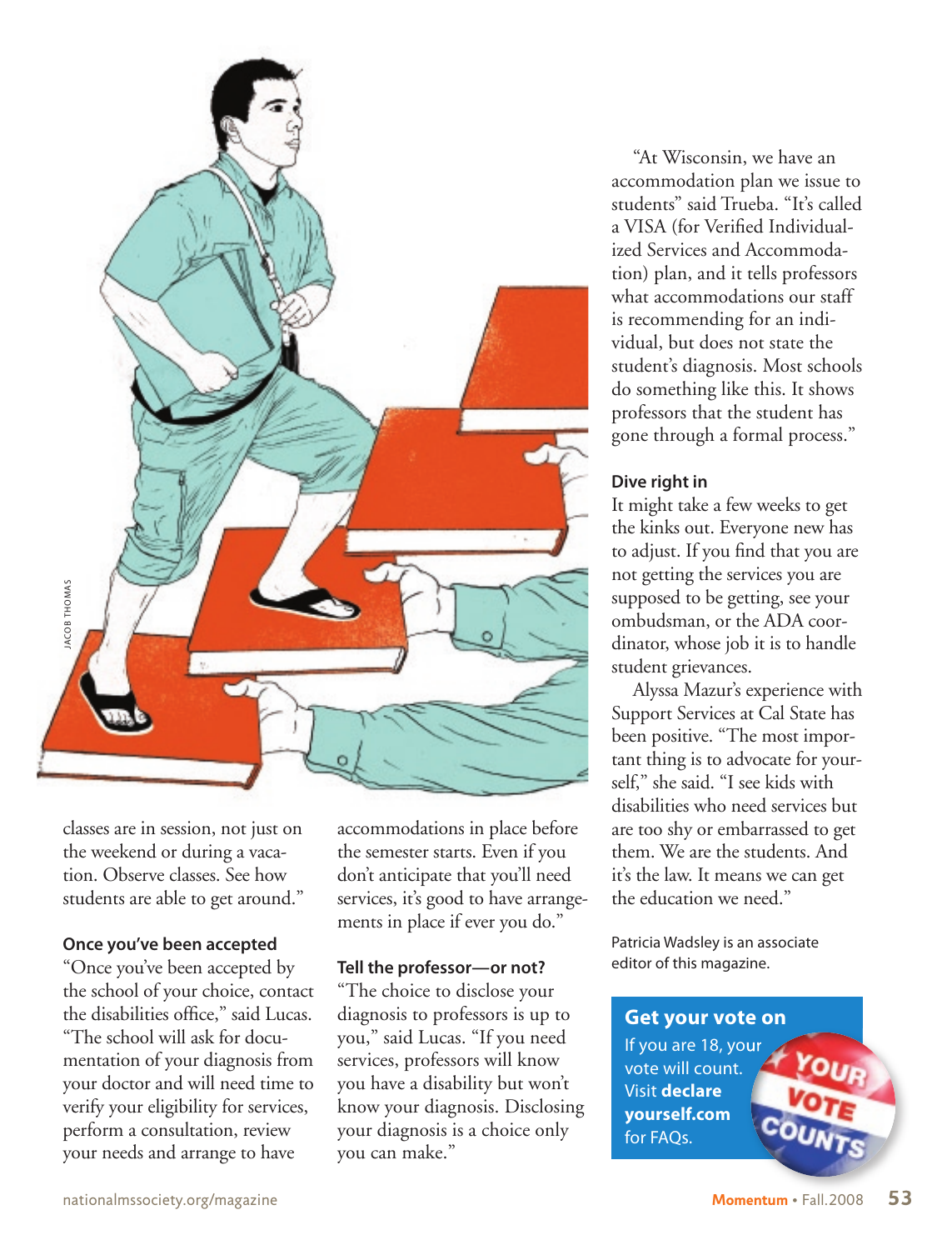classes are in session, not just on the weekend or during a vacation. Observe classes. See how students are able to get around."

### Once you've been accepted

"Once you've been accepted by the school of your choice, contact the disabilities office," said Lucas. "The school will ask for documentation of your diagnosis from your doctor and will need time to verify your eligibility for services, perform a consultation, review your needs and arrange to have accommodations in place before the semester starts. Even if you don't anticipate that you'll need services, it's good to have arrangements in place if ever you do."

### Tell the professor—or not?

"The choice to disclose your diagnosis to professors is up to you," said Lucas. "If you need services, professors will know you have a disability but won't know your diagnosis. Disclosing your diagnosis is a choice only you can make."

"At Wisconsin, we have an accommodation plan we issue to students" said Trueba. "It's called a VISA (for Verified Individualized Services and Accommodation) plan, and it tells professors what accommodations our staff is recommending for an individual, but does not state the student's diagnosis. Most schools do something like this. It shows professors that the student has gone through a formal process."

### Dive right in

It might take a few weeks to get the kinks out. Everyone new has to adjust. If you find that you are not getting the services you are supposed to be getting, see your ombudsman, or the ADA coordinator, whose job it is to handle student grievances.

Alyssa Mazur's experience with Support Services at Cal State has been positive. "The most important thing is to advocate for yourself," she said. "I see kids with disabilities who need services but are too shy or embarrassed to get them. We are the students. And it's the law. It means we can get the education we need."

Patricia Wadsley is an associate editor of this magazine.

**Get your vote on**

If you are 18, your vote will count. Visit **declareyourself.com** for FAQs.

YOUR VOTE COUNTS